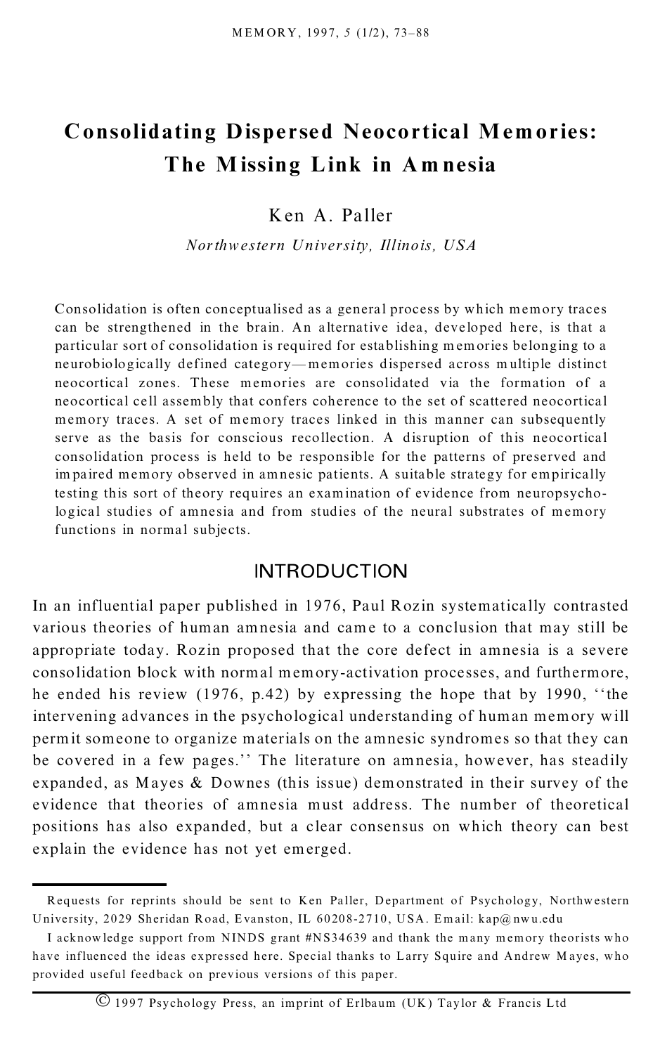# Consolidating Dispersed Neocortical Memories: The Missing Link in Amnesia

Ken A. Paller

*Northwestern University, Illinois, USA*

Consolidation is often conceptualised as a general process by which memory traces can be strengthened in the brain. An alternative idea, developed here, is that a particular sort of consolidation is required for establishing memories belonging to a neurobiologically defined category—memories dispersed across multiple distinct neocortical zones. These memories are consolidated via the formation of a neocortical cell assembly that confers coherence to the set of scattered neocortical memory traces. A set of memory traces linked in this manner can subsequently serve as the basis for conscious recollection. A disruption of this neocortical consolidation process is held to be responsible for the patterns of preserved and impaired memory observed in amnesic patients. A suitable strategy for empirically testing this sort of theory requires an examination of evidence from neuropsychological studies of amnesia and from studies of the neural substrates of memory functions in normal subjects.

## INTRODUCTION

In an influential paper published in 1976, Paul Rozin systematically contrasted various theories of human amnesia and came to a conclusion that may still be appropriate today. Rozin proposed that the core defect in amnesia is a severe consolidation block with normal memory-activation processes, and furthermore, he ended his review (1976, p.42) by expressing the hope that by 1990, ''the intervening advances in the psychological understanding of human memory will permit someone to organize materials on the amnesic syndromes so that they can be covered in a few pages.'' The literature on amnesia, however, has steadily expanded, as Mayes & Downes (this issue) demonstrated in their survey of the evidence that theories of amnesia must address. The number of theoretical positions has also expanded, but a clear consensus on which theory can best explain the evidence has not yet emerged.

Requests for reprints should be sent to Ken Paller, Department of Psychology, Northwestern University, 2029 Sheridan Road, Evanston, IL 60208-2710, USA. Email: kap@nwu.edu

I acknowledge support from NINDS grant #NS34639 and thank the many memory theorists who have influenced the ideas expressed here. Special thanks to Larry Squire and Andrew Mayes, who provided useful feedback on previous versions of this paper.

© 1997 Psychology Press, an imprint of Erlbaum (UK) Taylor & Francis Ltd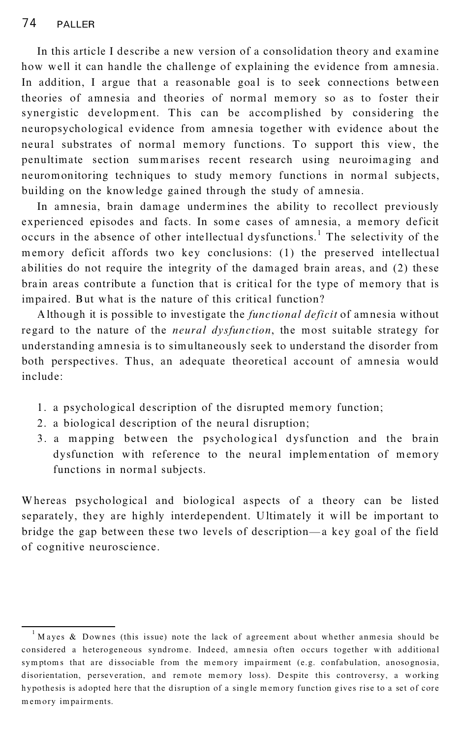In this article I describe a new version of a consolidation theory and examine how well it can handle the challenge of explaining the evidence from amnesia. In addition, I argue that a reasonable goal is to seek connections between theories of amnesia and theories of normal memory so as to foster their synergistic development. This can be accomplished by considering the neuropsychological evidence from amnesia together with evidence about the neural substrates of normal memory functions. To support this view, the penultimate section summarises recent research using neuroimaging and neuromonitoring techniques to study memory functions in normal subjects, building on the knowledge gained through the study of amnesia.

In amnesia, brain damage undermines the ability to recollect previously experienced episodes and facts. In some cases of amnesia, a memory deficit occurs in the absence of other intellectual dysfunctions.[1] The selectivity of the memory deficit affords two key conclusions: (1) the preserved intellectual abilities do not require the integrity of the damaged brain areas, and (2) these brain areas contribute a function that is critical for the type of memory that is impaired. But what is the nature of this critical function?

Although it is possible to investigate the *functional deficit* of amnesia without regard to the nature of the *neural dysfunction*, the most suitable strategy for understanding amnesia is to simultaneously seek to understand the disorder from both perspectives. Thus, an adequate theoretical account of amnesia would include:

1. a psychological description of the disrupted memory function;
2. a biological description of the neural disruption;
3. a mapping between the psychological dysfunction and the brain dysfunction with reference to the neural implementation of memory functions in normal subjects.

Whereas psychological and biological aspects of a theory can be listed separately, they are highly interdependent. Ultimately it will be important to bridge the gap between these two levels of description—a key goal of the field of cognitive neuroscience.

---

[1] Mayes & Downes (this issue) note the lack of agreement about whether anmesia should be considered a heterogeneous syndrome. Indeed, amnesia often occurs together with additional symptoms that are dissociable from the memory impairment (e.g. confabulation, anosognosia, disorientation, perseveration, and remote memory loss). Despite this controversy, a working hypothesis is adopted here that the disruption of a single memory function gives rise to a set of core memory impairments.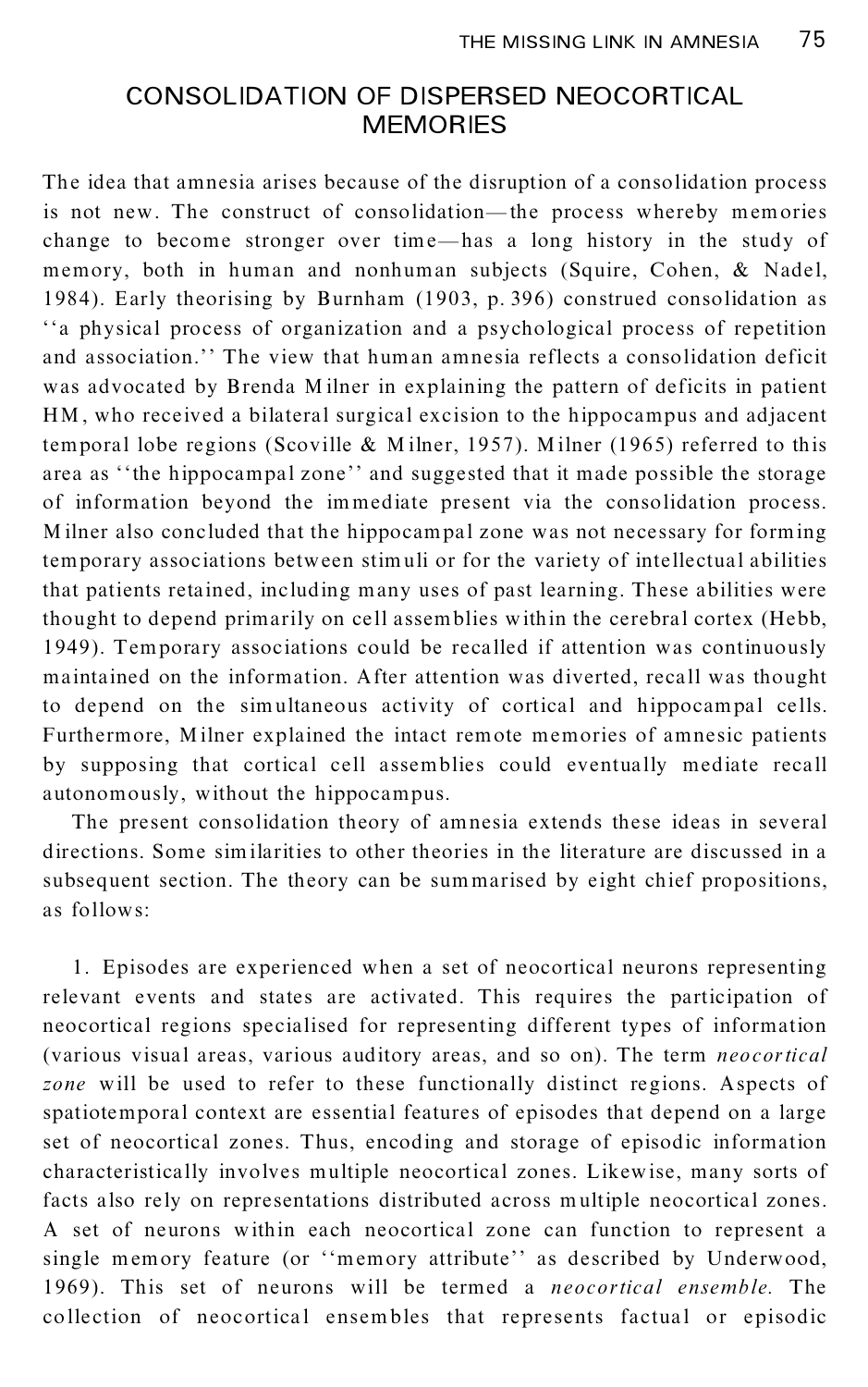## CONSOLIDATION OF DISPERSED NEOCORTICAL MEMORIES

The idea that amnesia arises because of the disruption of a consolidation process is not new. The construct of consolidation—the process whereby memories change to become stronger over time—has a long history in the study of memory, both in human and nonhuman subjects (Squire, Cohen, & Nadel, 1984). Early theorising by Burnham (1903, p. 396) construed consolidation as ''a physical process of organization and a psychological process of repetition and association.'' The view that human amnesia reflects a consolidation deficit was advocated by Brenda Milner in explaining the pattern of deficits in patient HM, who received a bilateral surgical excision to the hippocampus and adjacent temporal lobe regions (Scoville & Milner, 1957). Milner (1965) referred to this area as ''the hippocampal zone'' and suggested that it made possible the storage of information beyond the immediate present via the consolidation process. Milner also concluded that the hippocampal zone was not necessary for forming temporary associations between stimuli or for the variety of intellectual abilities that patients retained, including many uses of past learning. These abilities were thought to depend primarily on cell assemblies within the cerebral cortex (Hebb, 1949). Temporary associations could be recalled if attention was continuously maintained on the information. After attention was diverted, recall was thought to depend on the simultaneous activity of cortical and hippocampal cells. Furthermore, Milner explained the intact remote memories of amnesic patients by supposing that cortical cell assemblies could eventually mediate recall autonomously, without the hippocampus.

The present consolidation theory of amnesia extends these ideas in several directions. Some similarities to other theories in the literature are discussed in a subsequent section. The theory can be summarised by eight chief propositions, as follows:

1. Episodes are experienced when a set of neocortical neurons representing relevant events and states are activated. This requires the participation of neocortical regions specialised for representing different types of information (various visual areas, various auditory areas, and so on). The term *neocortical zone* will be used to refer to these functionally distinct regions. Aspects of spatiotemporal context are essential features of episodes that depend on a large set of neocortical zones. Thus, encoding and storage of episodic information characteristically involves multiple neocortical zones. Likewise, many sorts of facts also rely on representations distributed across multiple neocortical zones. A set of neurons within each neocortical zone can function to represent a single memory feature (or ''memory attribute'' as described by Underwood, 1969). This set of neurons will be termed a *neocortical ensemble.* The collection of neocortical ensembles that represents factual or episodic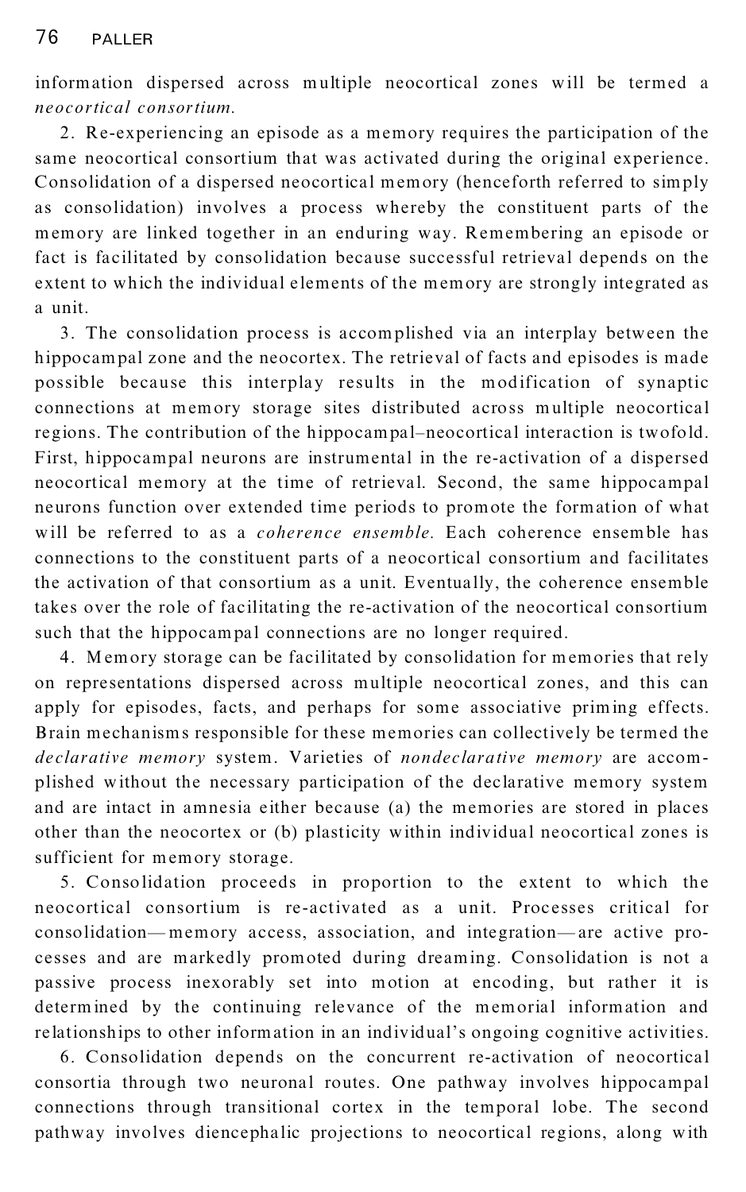information dispersed across multiple neocortical zones will be termed a *neocortical consortium.*

2. Re-experiencing an episode as a memory requires the participation of the same neocortical consortium that was activated during the original experience. Consolidation of a dispersed neocortical memory (henceforth referred to simply as consolidation) involves a process whereby the constituent parts of the memory are linked together in an enduring way. Remembering an episode or fact is facilitated by consolidation because successful retrieval depends on the extent to which the individual elements of the memory are strongly integrated as a unit.

3. The consolidation process is accomplished via an interplay between the hippocampal zone and the neocortex. The retrieval of facts and episodes is made possible because this interplay results in the modification of synaptic connections at memory storage sites distributed across multiple neocortical regions. The contribution of the hippocampal–neocortical interaction is twofold. First, hippocampal neurons are instrumental in the re-activation of a dispersed neocortical memory at the time of retrieval. Second, the same hippocampal neurons function over extended time periods to promote the formation of what will be referred to as a *coherence ensemble.* Each coherence ensemble has connections to the constituent parts of a neocortical consortium and facilitates the activation of that consortium as a unit. Eventually, the coherence ensemble takes over the role of facilitating the re-activation of the neocortical consortium such that the hippocampal connections are no longer required.

4. Memory storage can be facilitated by consolidation for memories that rely on representations dispersed across multiple neocortical zones, and this can apply for episodes, facts, and perhaps for some associative priming effects. Brain mechanisms responsible for these memories can collectively be termed the *declarative memory* system. Varieties of *nondeclarative memory* are accomplished without the necessary participation of the declarative memory system and are intact in amnesia either because (a) the memories are stored in places other than the neocortex or (b) plasticity within individual neocortical zones is sufficient for memory storage.

5. Consolidation proceeds in proportion to the extent to which the neocortical consortium is re-activated as a unit. Processes critical for consolidation—memory access, association, and integration—are active processes and are markedly promoted during dreaming. Consolidation is not a passive process inexorably set into motion at encoding, but rather it is determined by the continuing relevance of the memorial information and relationships to other information in an individual's ongoing cognitive activities.

6. Consolidation depends on the concurrent re-activation of neocortical consortia through two neuronal routes. One pathway involves hippocampal connections through transitional cortex in the temporal lobe. The second pathway involves diencephalic projections to neocortical regions, along with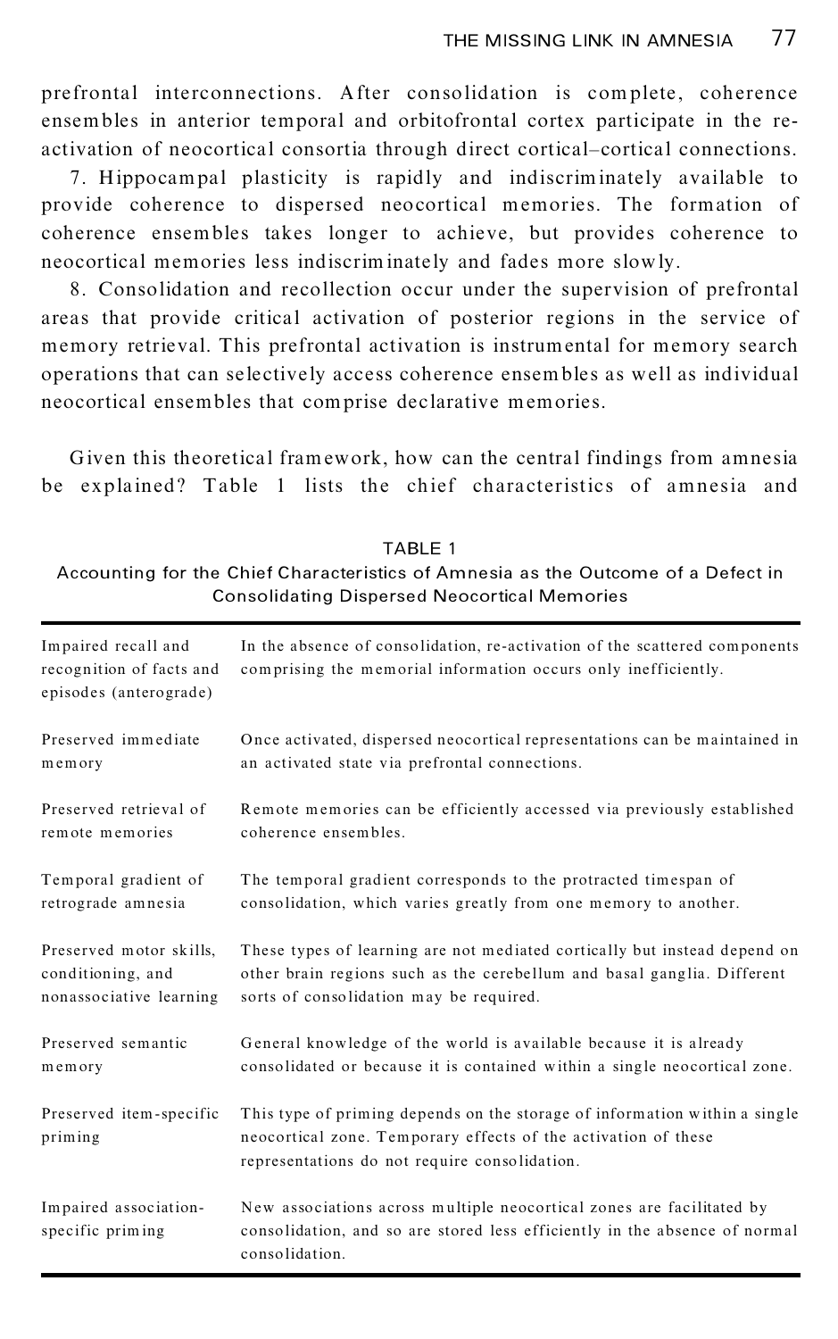prefrontal interconnections. After consolidation is complete, coherence ensembles in anterior temporal and orbitofrontal cortex participate in the re-activation of neocortical consortia through direct cortical–cortical connections.

7. Hippocampal plasticity is rapidly and indiscriminately available to provide coherence to dispersed neocortical memories. The formation of coherence ensembles takes longer to achieve, but provides coherence to neocortical memories less indiscriminately and fades more slowly.

8. Consolidation and recollection occur under the supervision of prefrontal areas that provide critical activation of posterior regions in the service of memory retrieval. This prefrontal activation is instrumental for memory search operations that can selectively access coherence ensembles as well as individual neocortical ensembles that comprise declarative memories.

Given this theoretical framework, how can the central findings from amnesia be explained? Table 1 lists the chief characteristics of amnesia and

TABLE 1
Accounting for the Chief Characteristics of Amnesia as the Outcome of a Defect in Consolidating Dispersed Neocortical Memories

| | |
|---|---|
| Impaired recall and recognition of facts and episodes (anterograde) | In the absence of consolidation, re-activation of the scattered components comprising the memorial information occurs only inefficiently. |
| Preserved immediate memory | Once activated, dispersed neocortical representations can be maintained in an activated state via prefrontal connections. |
| Preserved retrieval of remote memories | Remote memories can be efficiently accessed via previously established coherence ensembles. |
| Temporal gradient of retrograde amnesia | The temporal gradient corresponds to the protracted timespan of consolidation, which varies greatly from one memory to another. |
| Preserved motor skills, conditioning, and nonassociative learning | These types of learning are not mediated cortically but instead depend on other brain regions such as the cerebellum and basal ganglia. Different sorts of consolidation may be required. |
| Preserved semantic memory | General knowledge of the world is available because it is already consolidated or because it is contained within a single neocortical zone. |
| Preserved item-specific priming | This type of priming depends on the storage of information within a single neocortical zone. Temporary effects of the activation of these representations do not require consolidation. |
| Impaired association-specific priming | New associations across multiple neocortical zones are facilitated by consolidation, and so are stored less efficiently in the absence of normal consolidation. |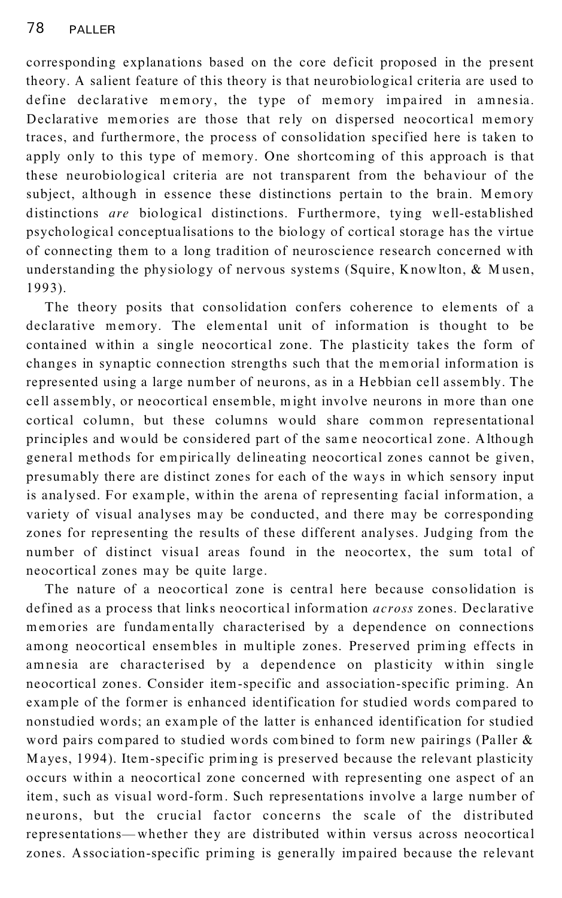corresponding explanations based on the core deficit proposed in the present theory. A salient feature of this theory is that neurobiological criteria are used to define declarative memory, the type of memory impaired in amnesia. Declarative memories are those that rely on dispersed neocortical memory traces, and furthermore, the process of consolidation specified here is taken to apply only to this type of memory. One shortcoming of this approach is that these neurobiological criteria are not transparent from the behaviour of the subject, although in essence these distinctions pertain to the brain. Memory distinctions *are* biological distinctions. Furthermore, tying well-established psychological conceptualisations to the biology of cortical storage has the virtue of connecting them to a long tradition of neuroscience research concerned with understanding the physiology of nervous systems (Squire, Knowlton, & Musen, 1993).

The theory posits that consolidation confers coherence to elements of a declarative memory. The elemental unit of information is thought to be contained within a single neocortical zone. The plasticity takes the form of changes in synaptic connection strengths such that the memorial information is represented using a large number of neurons, as in a Hebbian cell assembly. The cell assembly, or neocortical ensemble, might involve neurons in more than one cortical column, but these columns would share common representational principles and would be considered part of the same neocortical zone. Although general methods for empirically delineating neocortical zones cannot be given, presumably there are distinct zones for each of the ways in which sensory input is analysed. For example, within the arena of representing facial information, a variety of visual analyses may be conducted, and there may be corresponding zones for representing the results of these different analyses. Judging from the number of distinct visual areas found in the neocortex, the sum total of neocortical zones may be quite large.

The nature of a neocortical zone is central here because consolidation is defined as a process that links neocortical information *across* zones. Declarative memories are fundamentally characterised by a dependence on connections among neocortical ensembles in multiple zones. Preserved priming effects in amnesia are characterised by a dependence on plasticity within single neocortical zones. Consider item-specific and association-specific priming. An example of the former is enhanced identification for studied words compared to nonstudied words; an example of the latter is enhanced identification for studied word pairs compared to studied words combined to form new pairings (Paller & Mayes, 1994). Item-specific priming is preserved because the relevant plasticity occurs within a neocortical zone concerned with representing one aspect of an item, such as visual word-form. Such representations involve a large number of neurons, but the crucial factor concerns the scale of the distributed representations—whether they are distributed within versus across neocortical zones. Association-specific priming is generally impaired because the relevant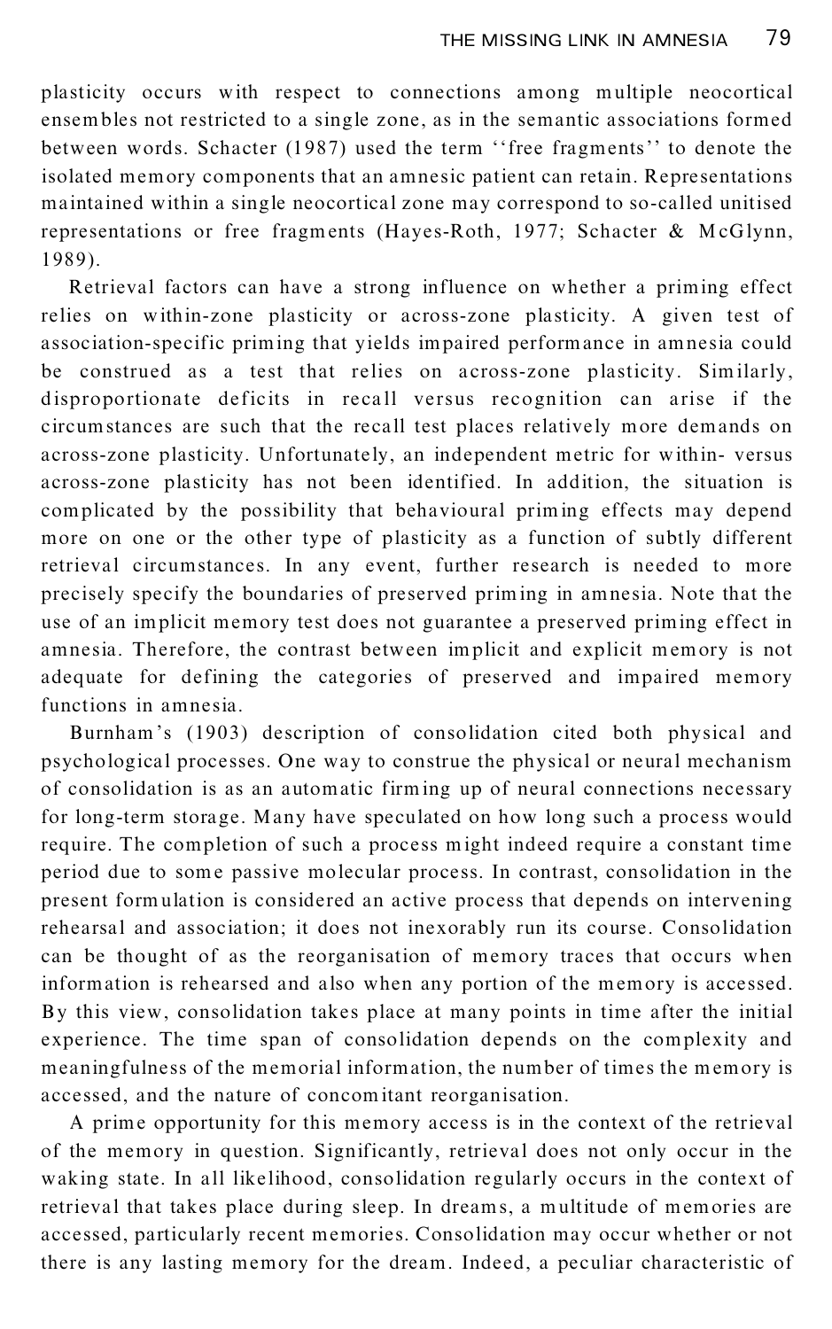plasticity occurs with respect to connections among multiple neocortical ensembles not restricted to a single zone, as in the semantic associations formed between words. Schacter (1987) used the term ''free fragments'' to denote the isolated memory components that an amnesic patient can retain. Representations maintained within a single neocortical zone may correspond to so-called unitised representations or free fragments (Hayes-Roth, 1977; Schacter & McGlynn, 1989).

Retrieval factors can have a strong influence on whether a priming effect relies on within-zone plasticity or across-zone plasticity. A given test of association-specific priming that yields impaired performance in amnesia could be construed as a test that relies on across-zone plasticity. Similarly, disproportionate deficits in recall versus recognition can arise if the circumstances are such that the recall test places relatively more demands on across-zone plasticity. Unfortunately, an independent metric for within- versus across-zone plasticity has not been identified. In addition, the situation is complicated by the possibility that behavioural priming effects may depend more on one or the other type of plasticity as a function of subtly different retrieval circumstances. In any event, further research is needed to more precisely specify the boundaries of preserved priming in amnesia. Note that the use of an implicit memory test does not guarantee a preserved priming effect in amnesia. Therefore, the contrast between implicit and explicit memory is not adequate for defining the categories of preserved and impaired memory functions in amnesia.

Burnham's (1903) description of consolidation cited both physical and psychological processes. One way to construe the physical or neural mechanism of consolidation is as an automatic firming up of neural connections necessary for long-term storage. Many have speculated on how long such a process would require. The completion of such a process might indeed require a constant time period due to some passive molecular process. In contrast, consolidation in the present formulation is considered an active process that depends on intervening rehearsal and association; it does not inexorably run its course. Consolidation can be thought of as the reorganisation of memory traces that occurs when information is rehearsed and also when any portion of the memory is accessed. By this view, consolidation takes place at many points in time after the initial experience. The time span of consolidation depends on the complexity and meaningfulness of the memorial information, the number of times the memory is accessed, and the nature of concomitant reorganisation.

A prime opportunity for this memory access is in the context of the retrieval of the memory in question. Significantly, retrieval does not only occur in the waking state. In all likelihood, consolidation regularly occurs in the context of retrieval that takes place during sleep. In dreams, a multitude of memories are accessed, particularly recent memories. Consolidation may occur whether or not there is any lasting memory for the dream. Indeed, a peculiar characteristic of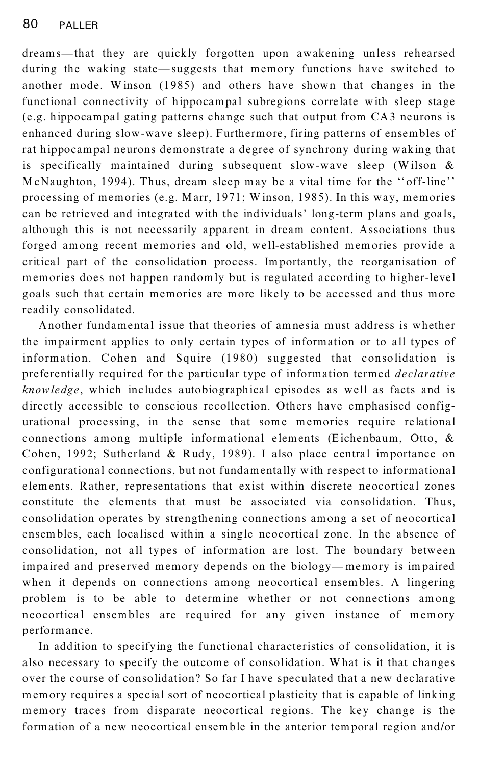dreams—that they are quickly forgotten upon awakening unless rehearsed during the waking state—suggests that memory functions have switched to another mode. Winson (1985) and others have shown that changes in the functional connectivity of hippocampal subregions correlate with sleep stage (e.g. hippocampal gating patterns change such that output from CA3 neurons is enhanced during slow-wave sleep). Furthermore, firing patterns of ensembles of rat hippocampal neurons demonstrate a degree of synchrony during waking that is specifically maintained during subsequent slow-wave sleep (Wilson & McNaughton, 1994). Thus, dream sleep may be a vital time for the ''off-line'' processing of memories (e.g. Marr, 1971; Winson, 1985). In this way, memories can be retrieved and integrated with the individuals' long-term plans and goals, although this is not necessarily apparent in dream content. Associations thus forged among recent memories and old, well-established memories provide a critical part of the consolidation process. Importantly, the reorganisation of memories does not happen randomly but is regulated according to higher-level goals such that certain memories are more likely to be accessed and thus more readily consolidated.

Another fundamental issue that theories of amnesia must address is whether the impairment applies to only certain types of information or to all types of information. Cohen and Squire (1980) suggested that consolidation is preferentially required for the particular type of information termed *declarative knowledge*, which includes autobiographical episodes as well as facts and is directly accessible to conscious recollection. Others have emphasised configurational processing, in the sense that some memories require relational connections among multiple informational elements (Eichenbaum, Otto, & Cohen, 1992; Sutherland & Rudy, 1989). I also place central importance on configurational connections, but not fundamentally with respect to informational elements. Rather, representations that exist within discrete neocortical zones constitute the elements that must be associated via consolidation. Thus, consolidation operates by strengthening connections among a set of neocortical ensembles, each localised within a single neocortical zone. In the absence of consolidation, not all types of information are lost. The boundary between impaired and preserved memory depends on the biology—memory is impaired when it depends on connections among neocortical ensembles. A lingering problem is to be able to determine whether or not connections among neocortical ensembles are required for any given instance of memory performance.

In addition to specifying the functional characteristics of consolidation, it is also necessary to specify the outcome of consolidation. What is it that changes over the course of consolidation? So far I have speculated that a new declarative memory requires a special sort of neocortical plasticity that is capable of linking memory traces from disparate neocortical regions. The key change is the formation of a new neocortical ensemble in the anterior temporal region and/or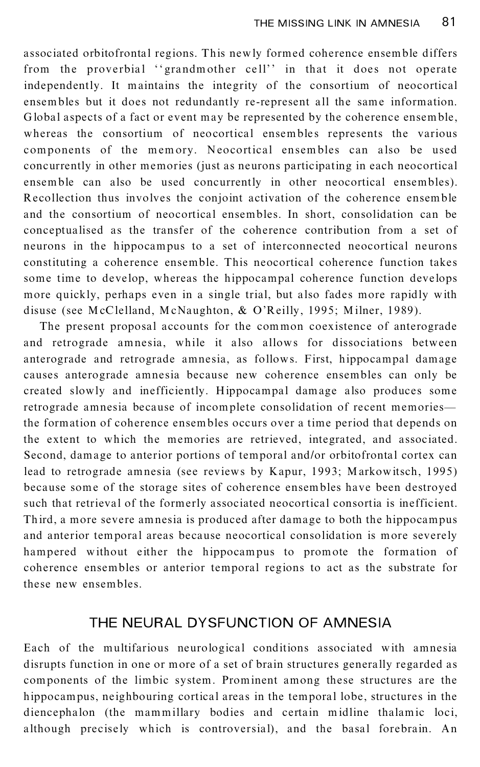associated orbitofrontal regions. This newly formed coherence ensemble differs from the proverbial ''grandmother cell'' in that it does not operate independently. It maintains the integrity of the consortium of neocortical ensembles but it does not redundantly re-represent all the same information. Global aspects of a fact or event may be represented by the coherence ensemble, whereas the consortium of neocortical ensembles represents the various components of the memory. Neocortical ensembles can also be used concurrently in other memories (just as neurons participating in each neocortical ensemble can also be used concurrently in other neocortical ensembles). Recollection thus involves the conjoint activation of the coherence ensemble and the consortium of neocortical ensembles. In short, consolidation can be conceptualised as the transfer of the coherence contribution from a set of neurons in the hippocampus to a set of interconnected neocortical neurons constituting a coherence ensemble. This neocortical coherence function takes some time to develop, whereas the hippocampal coherence function develops more quickly, perhaps even in a single trial, but also fades more rapidly with disuse (see McClelland, McNaughton, & O'Reilly, 1995; Milner, 1989).

The present proposal accounts for the common coexistence of anterograde and retrograde amnesia, while it also allows for dissociations between anterograde and retrograde amnesia, as follows. First, hippocampal damage causes anterograde amnesia because new coherence ensembles can only be created slowly and inefficiently. Hippocampal damage also produces some retrograde amnesia because of incomplete consolidation of recent memories— the formation of coherence ensembles occurs over a time period that depends on the extent to which the memories are retrieved, integrated, and associated. Second, damage to anterior portions of temporal and/or orbitofrontal cortex can lead to retrograde amnesia (see reviews by Kapur, 1993; Markowitsch, 1995) because some of the storage sites of coherence ensembles have been destroyed such that retrieval of the formerly associated neocortical consortia is inefficient. Third, a more severe amnesia is produced after damage to both the hippocampus and anterior temporal areas because neocortical consolidation is more severely hampered without either the hippocampus to promote the formation of coherence ensembles or anterior temporal regions to act as the substrate for these new ensembles.

## THE NEURAL DYSFUNCTION OF AMNESIA

Each of the multifarious neurological conditions associated with amnesia disrupts function in one or more of a set of brain structures generally regarded as components of the limbic system. Prominent among these structures are the hippocampus, neighbouring cortical areas in the temporal lobe, structures in the diencephalon (the mammillary bodies and certain midline thalamic loci, although precisely which is controversial), and the basal forebrain. An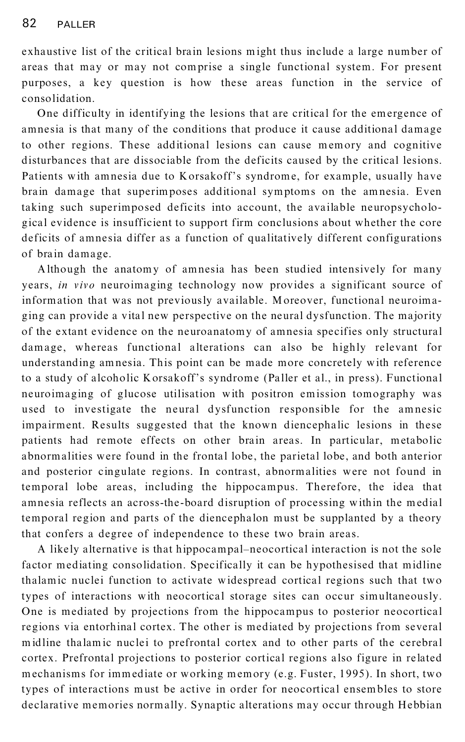exhaustive list of the critical brain lesions might thus include a large number of areas that may or may not comprise a single functional system. For present purposes, a key question is how these areas function in the service of consolidation.

One difficulty in identifying the lesions that are critical for the emergence of amnesia is that many of the conditions that produce it cause additional damage to other regions. These additional lesions can cause memory and cognitive disturbances that are dissociable from the deficits caused by the critical lesions. Patients with amnesia due to Korsakoff's syndrome, for example, usually have brain damage that superimposes additional symptoms on the amnesia. Even taking such superimposed deficits into account, the available neuropsychological evidence is insufficient to support firm conclusions about whether the core deficits of amnesia differ as a function of qualitatively different configurations of brain damage.

Although the anatomy of amnesia has been studied intensively for many years, *in vivo* neuroimaging technology now provides a significant source of information that was not previously available. Moreover, functional neuroimaging can provide a vital new perspective on the neural dysfunction. The majority of the extant evidence on the neuroanatomy of amnesia specifies only structural damage, whereas functional alterations can also be highly relevant for understanding amnesia. This point can be made more concretely with reference to a study of alcoholic Korsakoff's syndrome (Paller et al., in press). Functional neuroimaging of glucose utilisation with positron emission tomography was used to investigate the neural dysfunction responsible for the amnesic impairment. Results suggested that the known diencephalic lesions in these patients had remote effects on other brain areas. In particular, metabolic abnormalities were found in the frontal lobe, the parietal lobe, and both anterior and posterior cingulate regions. In contrast, abnormalities were not found in temporal lobe areas, including the hippocampus. Therefore, the idea that amnesia reflects an across-the-board disruption of processing within the medial temporal region and parts of the diencephalon must be supplanted by a theory that confers a degree of independence to these two brain areas.

A likely alternative is that hippocampal–neocortical interaction is not the sole factor mediating consolidation. Specifically it can be hypothesised that midline thalamic nuclei function to activate widespread cortical regions such that two types of interactions with neocortical storage sites can occur simultaneously. One is mediated by projections from the hippocampus to posterior neocortical regions via entorhinal cortex. The other is mediated by projections from several midline thalamic nuclei to prefrontal cortex and to other parts of the cerebral cortex. Prefrontal projections to posterior cortical regions also figure in related mechanisms for immediate or working memory (e.g. Fuster, 1995). In short, two types of interactions must be active in order for neocortical ensembles to store declarative memories normally. Synaptic alterations may occur through Hebbian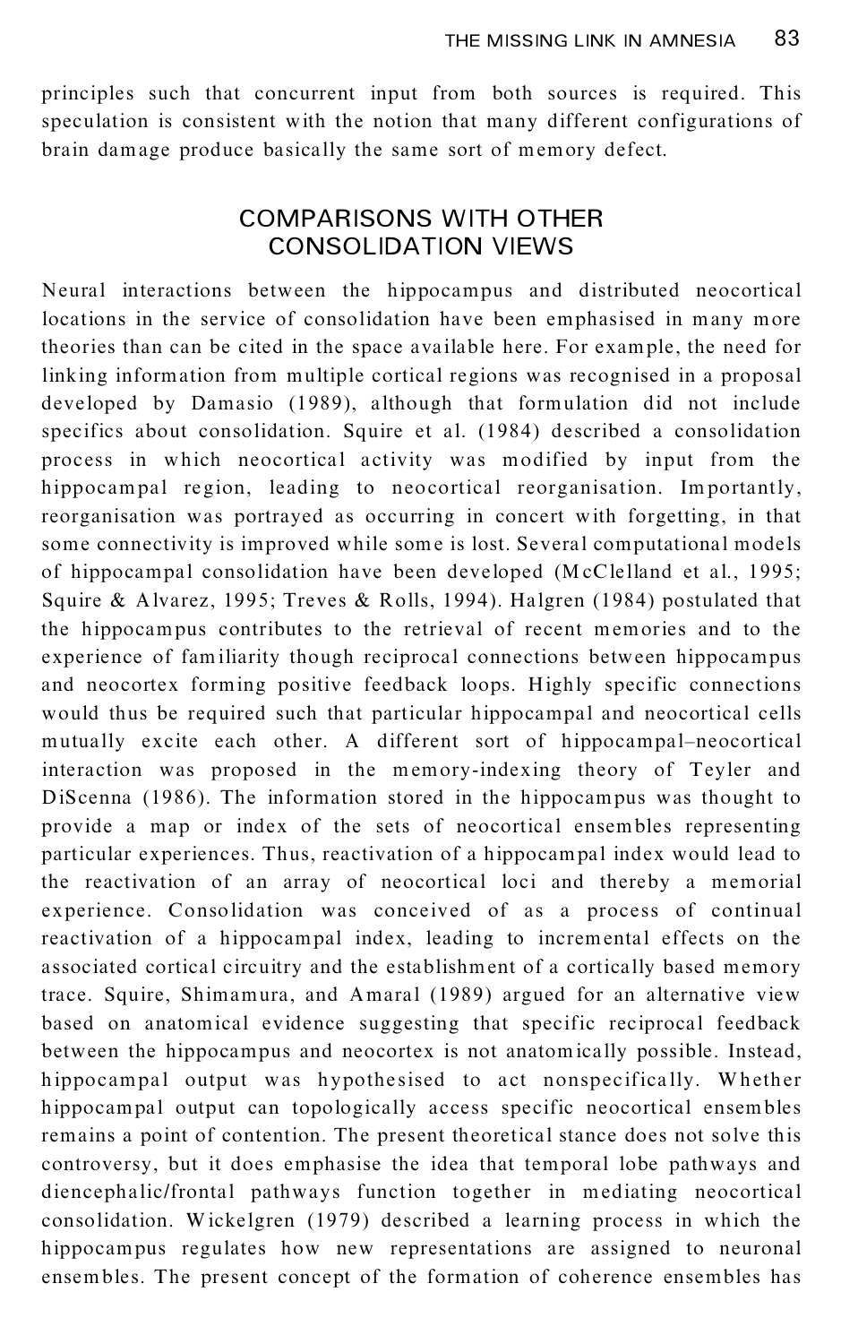principles such that concurrent input from both sources is required. This speculation is consistent with the notion that many different configurations of brain damage produce basically the same sort of memory defect.

## COMPARISONS WITH OTHER CONSOLIDATION VIEWS

Neural interactions between the hippocampus and distributed neocortical locations in the service of consolidation have been emphasised in many more theories than can be cited in the space available here. For example, the need for linking information from multiple cortical regions was recognised in a proposal developed by Damasio (1989), although that formulation did not include specifics about consolidation. Squire et al. (1984) described a consolidation process in which neocortical activity was modified by input from the hippocampal region, leading to neocortical reorganisation. Importantly, reorganisation was portrayed as occurring in concert with forgetting, in that some connectivity is improved while some is lost. Several computational models of hippocampal consolidation have been developed (McClelland et al., 1995; Squire & Alvarez, 1995; Treves & Rolls, 1994). Halgren (1984) postulated that the hippocampus contributes to the retrieval of recent memories and to the experience of familiarity though reciprocal connections between hippocampus and neocortex forming positive feedback loops. Highly specific connections would thus be required such that particular hippocampal and neocortical cells mutually excite each other. A different sort of hippocampal–neocortical interaction was proposed in the memory-indexing theory of Teyler and DiScenna (1986). The information stored in the hippocampus was thought to provide a map or index of the sets of neocortical ensembles representing particular experiences. Thus, reactivation of a hippocampal index would lead to the reactivation of an array of neocortical loci and thereby a memorial experience. Consolidation was conceived of as a process of continual reactivation of a hippocampal index, leading to incremental effects on the associated cortical circuitry and the establishment of a cortically based memory trace. Squire, Shimamura, and Amaral (1989) argued for an alternative view based on anatomical evidence suggesting that specific reciprocal feedback between the hippocampus and neocortex is not anatomically possible. Instead, hippocampal output was hypothesised to act nonspecifically. Whether hippocampal output can topologically access specific neocortical ensembles remains a point of contention. The present theoretical stance does not solve this controversy, but it does emphasise the idea that temporal lobe pathways and diencephalic/frontal pathways function together in mediating neocortical consolidation. Wickelgren (1979) described a learning process in which the hippocampus regulates how new representations are assigned to neuronal ensembles. The present concept of the formation of coherence ensembles has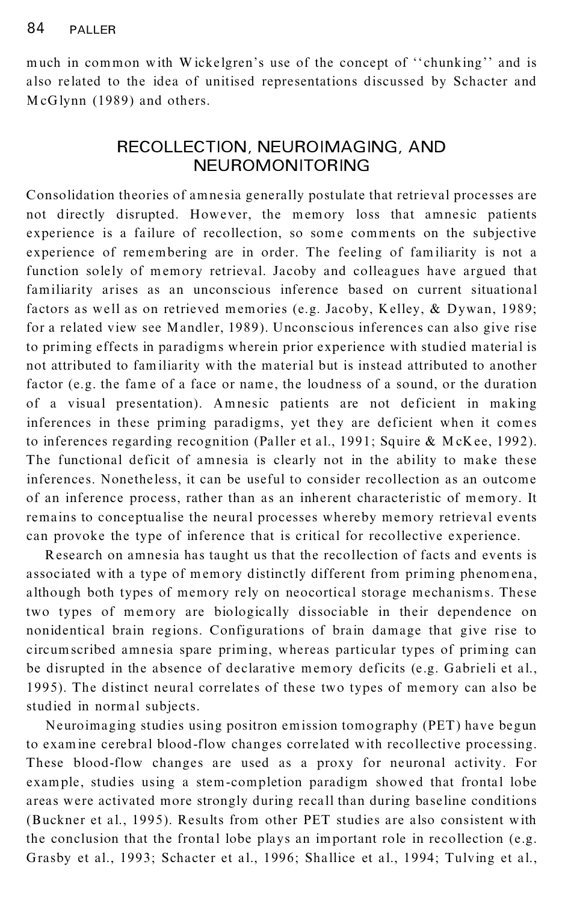much in common with Wickelgren's use of the concept of ''chunking'' and is also related to the idea of unitised representations discussed by Schacter and McGlynn (1989) and others.

## RECOLLECTION, NEUROIMAGING, AND NEUROMONITORING

Consolidation theories of amnesia generally postulate that retrieval processes are not directly disrupted. However, the memory loss that amnesic patients experience is a failure of recollection, so some comments on the subjective experience of remembering are in order. The feeling of familiarity is not a function solely of memory retrieval. Jacoby and colleagues have argued that familiarity arises as an unconscious inference based on current situational factors as well as on retrieved memories (e.g. Jacoby, Kelley, & Dywan, 1989; for a related view see Mandler, 1989). Unconscious inferences can also give rise to priming effects in paradigms wherein prior experience with studied material is not attributed to familiarity with the material but is instead attributed to another factor (e.g. the fame of a face or name, the loudness of a sound, or the duration of a visual presentation). Amnesic patients are not deficient in making inferences in these priming paradigms, yet they are deficient when it comes to inferences regarding recognition (Paller et al., 1991; Squire & McKee, 1992). The functional deficit of amnesia is clearly not in the ability to make these inferences. Nonetheless, it can be useful to consider recollection as an outcome of an inference process, rather than as an inherent characteristic of memory. It remains to conceptualise the neural processes whereby memory retrieval events can provoke the type of inference that is critical for recollective experience.

Research on amnesia has taught us that the recollection of facts and events is associated with a type of memory distinctly different from priming phenomena, although both types of memory rely on neocortical storage mechanisms. These two types of memory are biologically dissociable in their dependence on nonidentical brain regions. Configurations of brain damage that give rise to circumscribed amnesia spare priming, whereas particular types of priming can be disrupted in the absence of declarative memory deficits (e.g. Gabrieli et al., 1995). The distinct neural correlates of these two types of memory can also be studied in normal subjects.

Neuroimaging studies using positron emission tomography (PET) have begun to examine cerebral blood-flow changes correlated with recollective processing. These blood-flow changes are used as a proxy for neuronal activity. For example, studies using a stem-completion paradigm showed that frontal lobe areas were activated more strongly during recall than during baseline conditions (Buckner et al., 1995). Results from other PET studies are also consistent with the conclusion that the frontal lobe plays an important role in recollection (e.g. Grasby et al., 1993; Schacter et al., 1996; Shallice et al., 1994; Tulving et al.,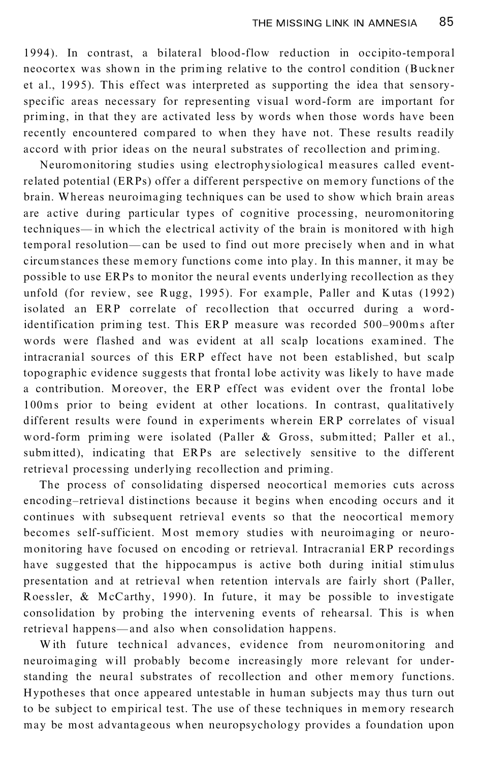1994). In contrast, a bilateral blood-flow reduction in occipito-temporal neocortex was shown in the priming relative to the control condition (Buckner et al., 1995). This effect was interpreted as supporting the idea that sensory-specific areas necessary for representing visual word-form are important for priming, in that they are activated less by words when those words have been recently encountered compared to when they have not. These results readily accord with prior ideas on the neural substrates of recollection and priming.

Neuromonitoring studies using electrophysiological measures called event-related potential (ERPs) offer a different perspective on memory functions of the brain. Whereas neuroimaging techniques can be used to show which brain areas are active during particular types of cognitive processing, neuromonitoring techniques—in which the electrical activity of the brain is monitored with high temporal resolution—can be used to find out more precisely when and in what circumstances these memory functions come into play. In this manner, it may be possible to use ERPs to monitor the neural events underlying recollection as they unfold (for review, see Rugg, 1995). For example, Paller and Kutas (1992) isolated an ERP correlate of recollection that occurred during a word-identification priming test. This ERP measure was recorded 500–900ms after words were flashed and was evident at all scalp locations examined. The intracranial sources of this ERP effect have not been established, but scalp topographic evidence suggests that frontal lobe activity was likely to have made a contribution. Moreover, the ERP effect was evident over the frontal lobe 100ms prior to being evident at other locations. In contrast, qualitatively different results were found in experiments wherein ERP correlates of visual word-form priming were isolated (Paller & Gross, submitted; Paller et al., submitted), indicating that ERPs are selectively sensitive to the different retrieval processing underlying recollection and priming.

The process of consolidating dispersed neocortical memories cuts across encoding–retrieval distinctions because it begins when encoding occurs and it continues with subsequent retrieval events so that the neocortical memory becomes self-sufficient. Most memory studies with neuroimaging or neuromonitoring have focused on encoding or retrieval. Intracranial ERP recordings have suggested that the hippocampus is active both during initial stimulus presentation and at retrieval when retention intervals are fairly short (Paller, Roessler, & McCarthy, 1990). In future, it may be possible to investigate consolidation by probing the intervening events of rehearsal. This is when retrieval happens—and also when consolidation happens.

With future technical advances, evidence from neuromonitoring and neuroimaging will probably become increasingly more relevant for understanding the neural substrates of recollection and other memory functions. Hypotheses that once appeared untestable in human subjects may thus turn out to be subject to empirical test. The use of these techniques in memory research may be most advantageous when neuropsychology provides a foundation upon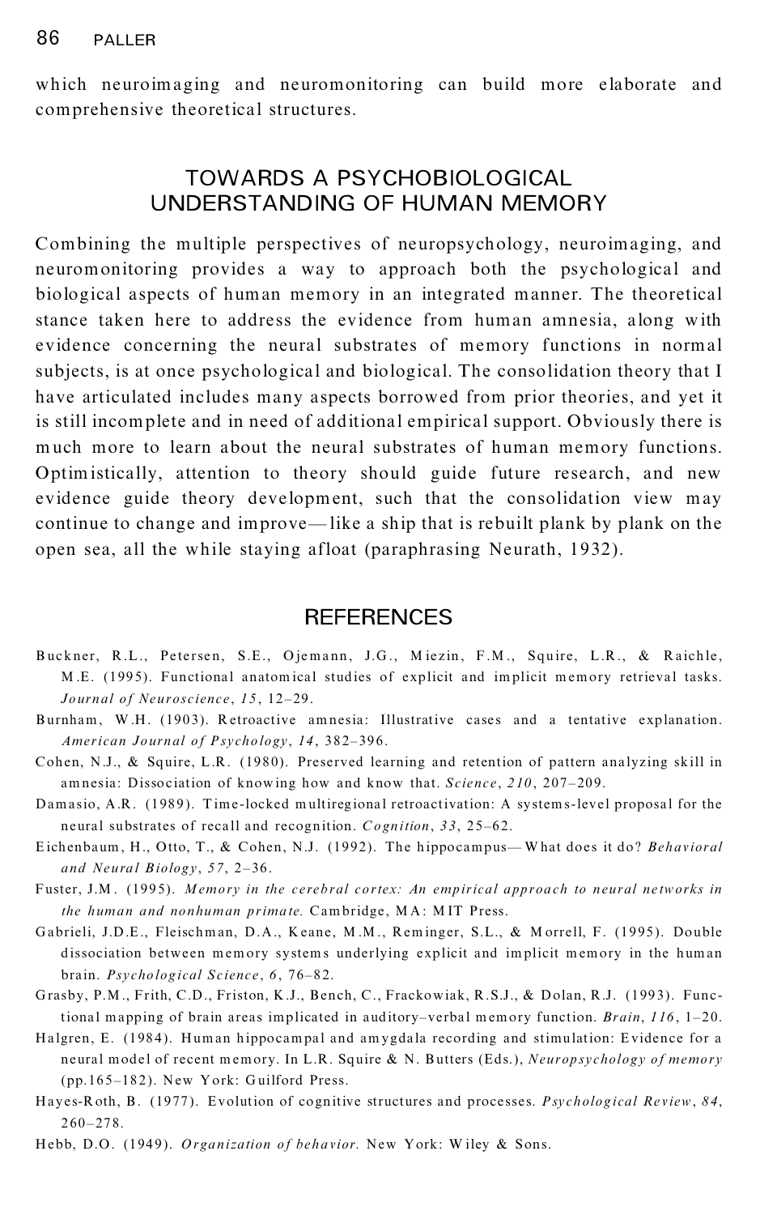which neuroimaging and neuromonitoring can build more elaborate and comprehensive theoretical structures.

## TOWARDS A PSYCHOBIOLOGICAL UNDERSTANDING OF HUMAN MEMORY

Combining the multiple perspectives of neuropsychology, neuroimaging, and neuromonitoring provides a way to approach both the psychological and biological aspects of human memory in an integrated manner. The theoretical stance taken here to address the evidence from human amnesia, along with evidence concerning the neural substrates of memory functions in normal subjects, is at once psychological and biological. The consolidation theory that I have articulated includes many aspects borrowed from prior theories, and yet it is still incomplete and in need of additional empirical support. Obviously there is much more to learn about the neural substrates of human memory functions. Optimistically, attention to theory should guide future research, and new evidence guide theory development, such that the consolidation view may continue to change and improve—like a ship that is rebuilt plank by plank on the open sea, all the while staying afloat (paraphrasing Neurath, 1932).

## REFERENCES

Buckner, R.L., Petersen, S.E., Ojemann, J.G., Miezin, F.M., Squire, L.R., & Raichle, M.E. (1995). Functional anatomical studies of explicit and implicit memory retrieval tasks. *Journal of Neuroscience*, *15*, 12–29.

Burnham, W.H. (1903). Retroactive amnesia: Illustrative cases and a tentative explanation. *American Journal of Psychology*, *14*, 382–396.

Cohen, N.J., & Squire, L.R. (1980). Preserved learning and retention of pattern analyzing skill in amnesia: Dissociation of knowing how and know that. *Science*, *210*, 207–209.

Damasio, A.R. (1989). Time-locked multiregional retroactivation: A systems-level proposal for the neural substrates of recall and recognition. *Cognition*, *33*, 25–62.

Eichenbaum, H., Otto, T., & Cohen, N.J. (1992). The hippocampus—What does it do? *Behavioral and Neural Biology*, *57*, 2–36.

Fuster, J.M. (1995). *Memory in the cerebral cortex: An empirical approach to neural networks in the human and nonhuman primate.* Cambridge, MA: MIT Press.

Gabrieli, J.D.E., Fleischman, D.A., Keane, M.M., Reminger, S.L., & Morrell, F. (1995). Double dissociation between memory systems underlying explicit and implicit memory in the human brain. *Psychological Science*, *6*, 76–82.

Grasby, P.M., Frith, C.D., Friston, K.J., Bench, C., Frackowiak, R.S.J., & Dolan, R.J. (1993). Functional mapping of brain areas implicated in auditory–verbal memory function. *Brain*, *116*, 1–20.

Halgren, E. (1984). Human hippocampal and amygdala recording and stimulation: Evidence for a neural model of recent memory. In L.R. Squire & N. Butters (Eds.), *Neuropsychology of memory* (pp.165–182). New York: Guilford Press.

Hayes-Roth, B. (1977). Evolution of cognitive structures and processes. *Psychological Review*, *84*, 260–278.

Hebb, D.O. (1949). *Organization of behavior.* New York: Wiley & Sons.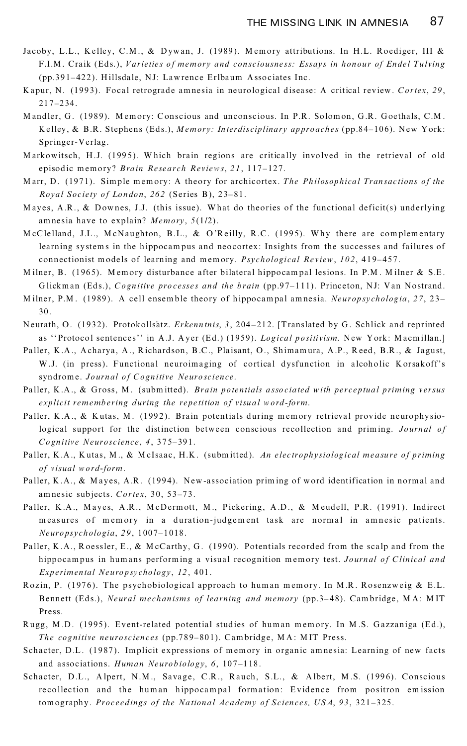Jacoby, L.L., Kelley, C.M., & Dywan, J. (1989). Memory attributions. In H.L. Roediger, III & F.I.M. Craik (Eds.), *Varieties of memory and consciousness: Essays in honour of Endel Tulving* (pp.391–422). Hillsdale, NJ: Lawrence Erlbaum Associates Inc.

Kapur, N. (1993). Focal retrograde amnesia in neurological disease: A critical review. *Cortex*, *29*, 217–234.

Mandler, G. (1989). Memory: Conscious and unconscious. In P.R. Solomon, G.R. Goethals, C.M. Kelley, & B.R. Stephens (Eds.), *Memory: Interdisciplinary approaches* (pp.84–106). New York: Springer-Verlag.

Markowitsch, H.J. (1995). Which brain regions are critically involved in the retrieval of old episodic memory? *Brain Research Reviews*, *21*, 117–127.

Marr, D. (1971). Simple memory: A theory for archicortex. *The Philosophical Transactions of the Royal Society of London*, *262* (Series B), 23–81.

Mayes, A.R., & Downes, J.J. (this issue). What do theories of the functional deficit(s) underlying amnesia have to explain? *Memory*, *5*(1/2).

McClelland, J.L., McNaughton, B.L., & O'Reilly, R.C. (1995). Why there are complementary learning systems in the hippocampus and neocortex: Insights from the successes and failures of connectionist models of learning and memory. *Psychological Review*, *102*, 419–457.

Milner, B. (1965). Memory disturbance after bilateral hippocampal lesions. In P.M. Milner & S.E. Glickman (Eds.), *Cognitive processes and the brain* (pp.97–111). Princeton, NJ: Van Nostrand.

Milner, P.M. (1989). A cell ensemble theory of hippocampal amnesia. *Neuropsychologia*, *27*, 23–30.

Neurath, O. (1932). Protokollsätz. *Erkenntnis*, *3*, 204–212. [Translated by G. Schlick and reprinted as ''Protocol sentences'' in A.J. Ayer (Ed.) (1959). *Logical positivism.* New York: Macmillan.]

Paller, K.A., Acharya, A., Richardson, B.C., Plaisant, O., Shimamura, A.P., Reed, B.R., & Jagust, W.J. (in press). Functional neuroimaging of cortical dysfunction in alcoholic Korsakoff's syndrome. *Journal of Cognitive Neuroscience*.

Paller, K.A., & Gross, M. (submitted). *Brain potentials associated with perceptual priming versus explicit remembering during the repetition of visual word-form.*

Paller, K.A., & Kutas, M. (1992). Brain potentials during memory retrieval provide neurophysiological support for the distinction between conscious recollection and priming. *Journal of Cognitive Neuroscience*, *4*, 375–391.

Paller, K.A., Kutas, M., & McIsaac, H.K. (submitted). *An electrophysiological measure of priming of visual word-form.*

Paller, K.A., & Mayes, A.R. (1994). New-association priming of word identification in normal and amnesic subjects. *Cortex*, 30, 53–73.

Paller, K.A., Mayes, A.R., McDermott, M., Pickering, A.D., & Meudell, P.R. (1991). Indirect measures of memory in a duration-judgement task are normal in amnesic patients. *Neuropsychologia*, *29*, 1007–1018.

Paller, K.A., Roessler, E., & McCarthy, G. (1990). Potentials recorded from the scalp and from the hippocampus in humans performing a visual recognition memory test. *Journal of Clinical and Experimental Neuropsychology*, *12*, 401.

Rozin, P. (1976). The psychobiological approach to human memory. In M.R. Rosenzweig & E.L. Bennett (Eds.), *Neural mechanisms of learning and memory* (pp.3–48). Cambridge, MA: MIT Press.

Rugg, M.D. (1995). Event-related potential studies of human memory. In M.S. Gazzaniga (Ed.), *The cognitive neurosciences* (pp.789–801). Cambridge, MA: MIT Press.

Schacter, D.L. (1987). Implicit expressions of memory in organic amnesia: Learning of new facts and associations. *Human Neurobiology*, *6*, 107–118.

Schacter, D.L., Alpert, N.M., Savage, C.R., Rauch, S.L., & Albert, M.S. (1996). Conscious recollection and the human hippocampal formation: Evidence from positron emission tomography. *Proceedings of the National Academy of Sciences, USA*, *93*, 321–325.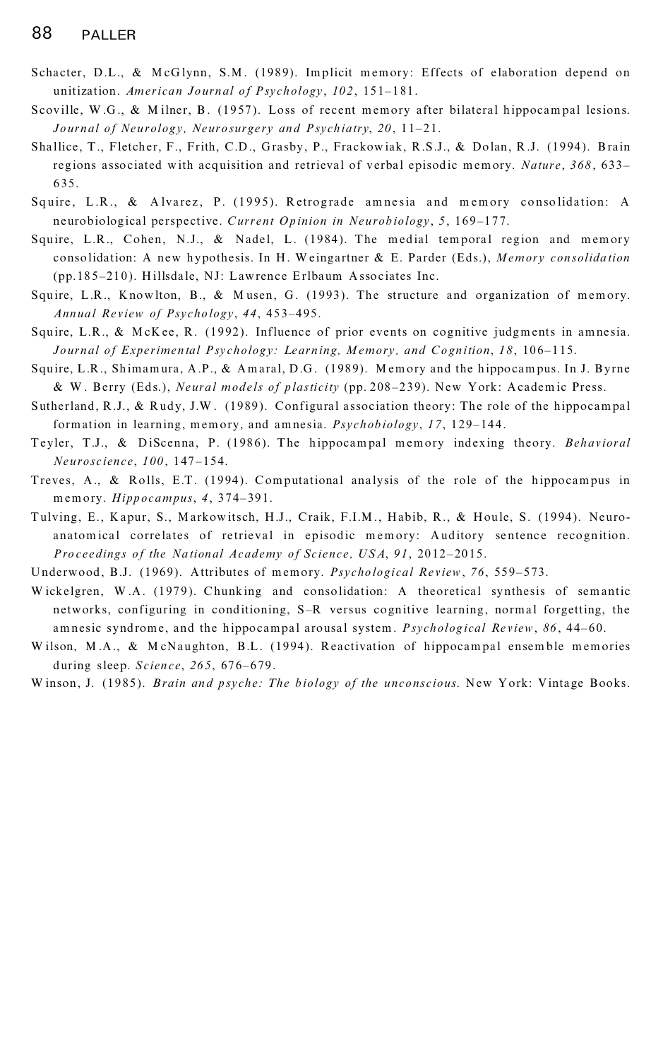Schacter, D.L., & McGlynn, S.M. (1989). Implicit memory: Effects of elaboration depend on unitization. *American Journal of Psychology*, *102*, 151–181.

Scoville, W.G., & Milner, B. (1957). Loss of recent memory after bilateral hippocampal lesions. *Journal of Neurology, Neurosurgery and Psychiatry*, *20*, 11–21.

Shallice, T., Fletcher, F., Frith, C.D., Grasby, P., Frackowiak, R.S.J., & Dolan, R.J. (1994). Brain regions associated with acquisition and retrieval of verbal episodic memory. *Nature*, *368*, 633–635.

Squire, L.R., & Alvarez, P. (1995). Retrograde amnesia and memory consolidation: A neurobiological perspective. *Current Opinion in Neurobiology*, *5*, 169–177.

Squire, L.R., Cohen, N.J., & Nadel, L. (1984). The medial temporal region and memory consolidation: A new hypothesis. In H. Weingartner & E. Parder (Eds.), *Memory consolidation* (pp.185–210). Hillsdale, NJ: Lawrence Erlbaum Associates Inc.

Squire, L.R., Knowlton, B., & Musen, G. (1993). The structure and organization of memory. *Annual Review of Psychology*, *44*, 453–495.

Squire, L.R., & McKee, R. (1992). Influence of prior events on cognitive judgments in amnesia. *Journal of Experimental Psychology: Learning, Memory, and Cognition*, *18*, 106–115.

Squire, L.R., Shimamura, A.P., & Amaral, D.G. (1989). Memory and the hippocampus. In J. Byrne & W. Berry (Eds.), *Neural models of plasticity* (pp. 208–239). New York: Academic Press.

Sutherland, R.J., & Rudy, J.W. (1989). Configural association theory: The role of the hippocampal formation in learning, memory, and amnesia. *Psychobiology*, *17*, 129–144.

Teyler, T.J., & DiScenna, P. (1986). The hippocampal memory indexing theory. *Behavioral Neuroscience*, *100*, 147–154.

Treves, A., & Rolls, E.T. (1994). Computational analysis of the role of the hippocampus in memory. *Hippocampus*, *4*, 374–391.

Tulving, E., Kapur, S., Markowitsch, H.J., Craik, F.I.M., Habib, R., & Houle, S. (1994). Neuroanatomical correlates of retrieval in episodic memory: Auditory sentence recognition. *Proceedings of the National Academy of Science, USA*, *91*, 2012–2015.

Underwood, B.J. (1969). Attributes of memory. *Psychological Review*, *76*, 559–573.

Wickelgren, W.A. (1979). Chunking and consolidation: A theoretical synthesis of semantic networks, configuring in conditioning, S–R versus cognitive learning, normal forgetting, the amnesic syndrome, and the hippocampal arousal system. *Psychological Review*, *86*, 44–60.

Wilson, M.A., & McNaughton, B.L. (1994). Reactivation of hippocampal ensemble memories during sleep. *Science*, *265*, 676–679.

Winson, J. (1985). *Brain and psyche: The biology of the unconscious.* New York: Vintage Books.